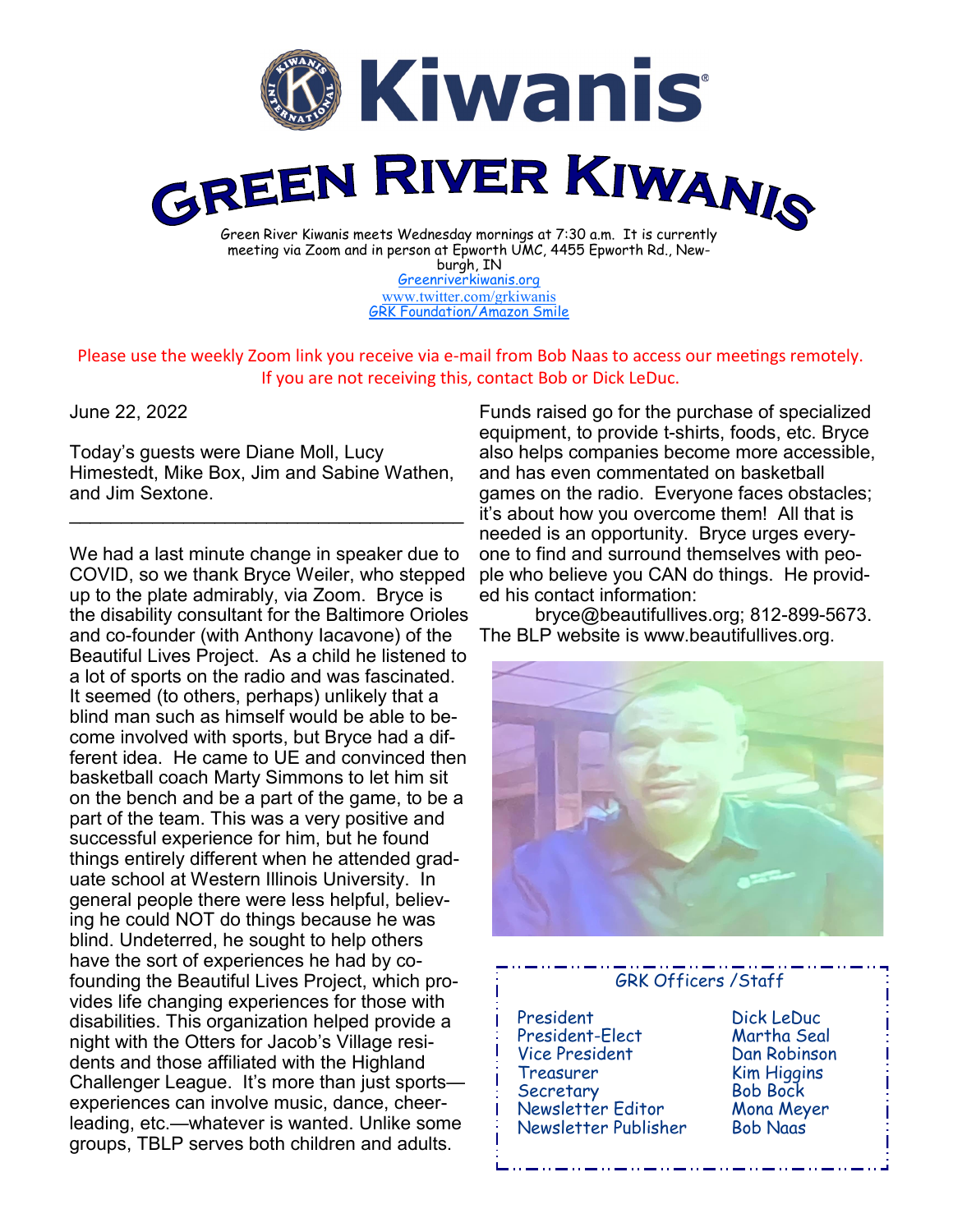# Kiwanis

# GREEN RIVER KIWANIS

Green River Kiwanis meets Wednesday mornings at 7:30 a.m. It is currently meeting via Zoom and in person at Epworth UMC, 4455 Epworth Rd., Newburgh, IN

Greenriverkiwanis.org
www.twitter.com/grkiwanis
GRK Foundation/Amazon Smile

Please use the weekly Zoom link you receive via e-mail from Bob Naas to access our meetings remotely. If you are not receiving this, contact Bob or Dick LeDuc.

June 22, 2022

Today's guests were Diane Moll, Lucy Himestedt, Mike Box, Jim and Sabine Wathen, and Jim Sextone.

---

We had a last minute change in speaker due to COVID, so we thank Bryce Weiler, who stepped up to the plate admirably, via Zoom. Bryce is the disability consultant for the Baltimore Orioles and co-founder (with Anthony Iacavone) of the Beautiful Lives Project. As a child he listened to a lot of sports on the radio and was fascinated. It seemed (to others, perhaps) unlikely that a blind man such as himself would be able to become involved with sports, but Bryce had a different idea. He came to UE and convinced then basketball coach Marty Simmons to let him sit on the bench and be a part of the game, to be a part of the team. This was a very positive and successful experience for him, but he found things entirely different when he attended graduate school at Western Illinois University. In general people there were less helpful, believing he could NOT do things because he was blind. Undeterred, he sought to help others have the sort of experiences he had by co-founding the Beautiful Lives Project, which provides life changing experiences for those with disabilities. This organization helped provide a night with the Otters for Jacob's Village residents and those affiliated with the Highland Challenger League. It's more than just sports—experiences can involve music, dance, cheerleading, etc.—whatever is wanted. Unlike some groups, TBLP serves both children and adults. Funds raised go for the purchase of specialized equipment, to provide t-shirts, foods, etc. Bryce also helps companies become more accessible, and has even commentated on basketball games on the radio. Everyone faces obstacles; it's about how you overcome them! All that is needed is an opportunity. Bryce urges everyone to find and surround themselves with people who believe you CAN do things. He provided his contact information:

bryce@beautifullives.org; 812-899-5673. The BLP website is www.beautifullives.org.

### GRK Officers /Staff

| | |
|---|---|
| President | Dick LeDuc |
| President-Elect | Martha Seal |
| Vice President | Dan Robinson |
| Treasurer | Kim Higgins |
| Secretary | Bob Bock |
| Newsletter Editor | Mona Meyer |
| Newsletter Publisher | Bob Naas |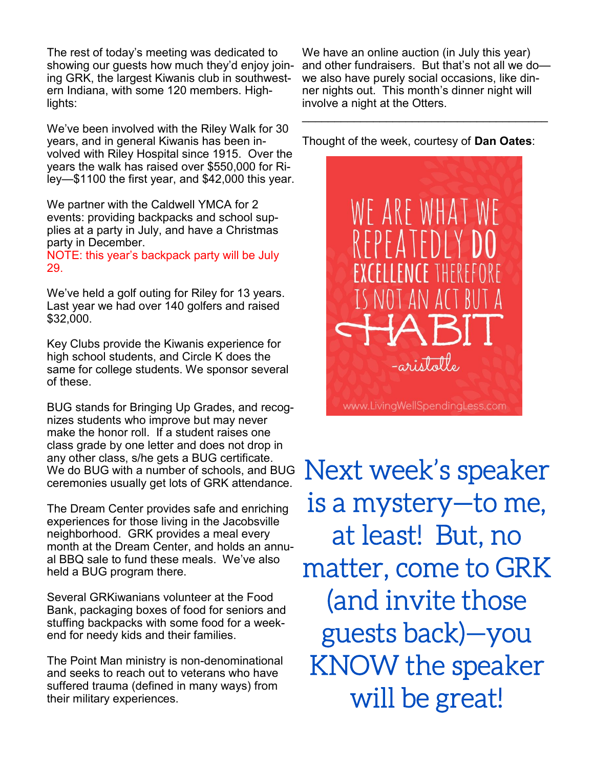The rest of today's meeting was dedicated to showing our guests how much they'd enjoy joining GRK, the largest Kiwanis club in southwestern Indiana, with some 120 members. Highlights:

We've been involved with the Riley Walk for 30 years, and in general Kiwanis has been involved with Riley Hospital since 1915. Over the years the walk has raised over $550,000 for Riley—$1100 the first year, and $42,000 this year.

We partner with the Caldwell YMCA for 2 events: providing backpacks and school supplies at a party in July, and have a Christmas party in December.
NOTE: this year's backpack party will be July 29.

We've held a golf outing for Riley for 13 years. Last year we had over 140 golfers and raised $32,000.

Key Clubs provide the Kiwanis experience for high school students, and Circle K does the same for college students. We sponsor several of these.

BUG stands for Bringing Up Grades, and recognizes students who improve but may never make the honor roll. If a student raises one class grade by one letter and does not drop in any other class, s/he gets a BUG certificate. We do BUG with a number of schools, and BUG ceremonies usually get lots of GRK attendance.

The Dream Center provides safe and enriching experiences for those living in the Jacobsville neighborhood. GRK provides a meal every month at the Dream Center, and holds an annual BBQ sale to fund these meals. We've also held a BUG program there.

Several GRKiwanians volunteer at the Food Bank, packaging boxes of food for seniors and stuffing backpacks with some food for a weekend for needy kids and their families.

The Point Man ministry is non-denominational and seeks to reach out to veterans who have suffered trauma (defined in many ways) from their military experiences.

We have an online auction (in July this year) and other fundraisers. But that's not all we do—we also have purely social occasions, like dinner nights out. This month's dinner night will involve a night at the Otters.

---

Thought of the week, courtesy of **Dan Oates**:

WE ARE WHAT WE REPEATEDLY **DO**
**EXCELLENCE** THEREFORE IS NOT AN ACT BUT A
HABIT
-aristotle

www.LivingWellSpendingLess.com

Next week's speaker is a mystery—to me, at least! But, no matter, come to GRK (and invite those guests back)—you KNOW the speaker will be great!